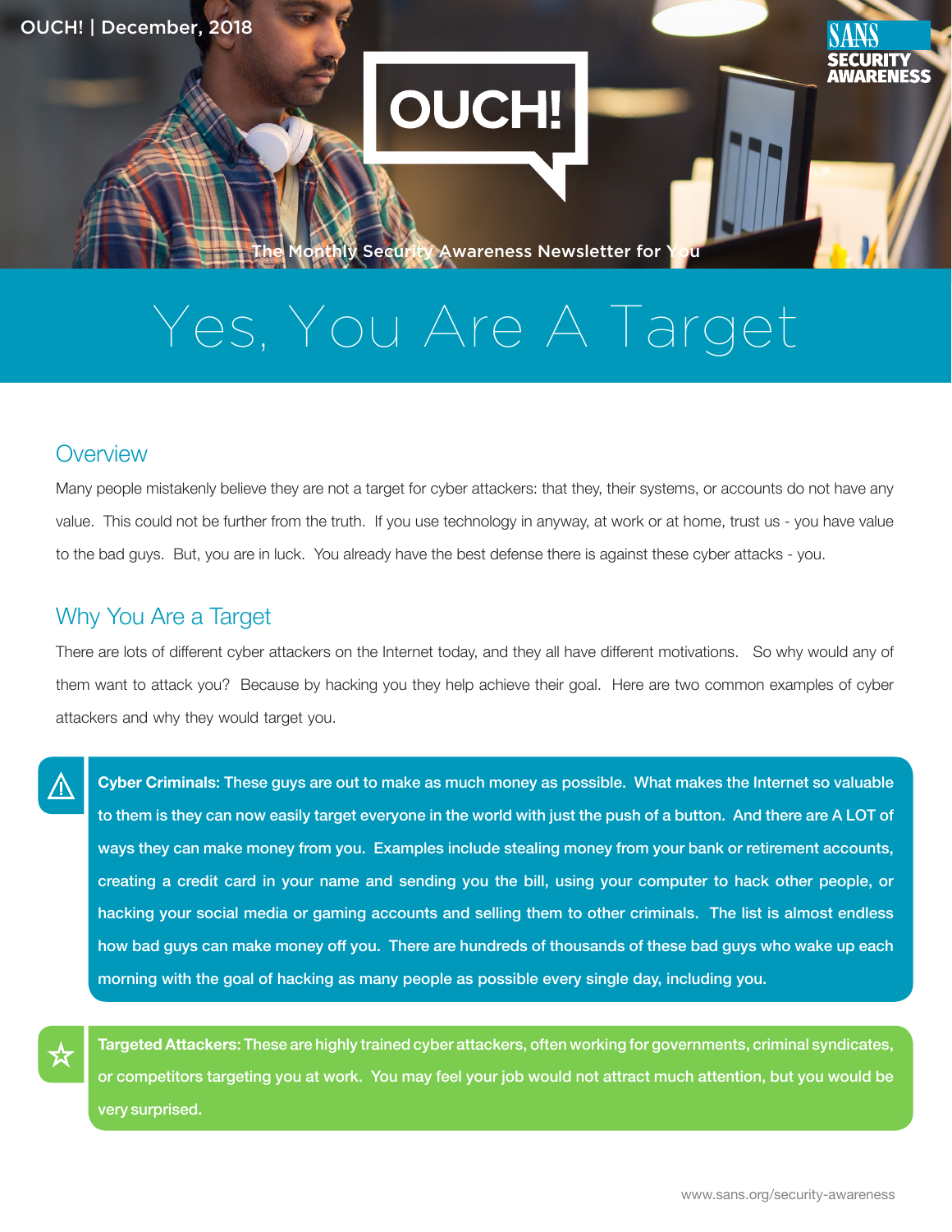OUCH! | December, 2018

# OUCH!

The Monthly Security Awareness Newsletter for You

# Yes, You Are A Target

## Overview

Many people mistakenly believe they are not a target for cyber attackers: that they, their systems, or accounts do not have any value. This could not be further from the truth. If you use technology in anyway, at work or at home, trust us - you have value to the bad guys. But, you are in luck. You already have the best defense there is against these cyber attacks - you.

## Why You Are a Target

There are lots of different cyber attackers on the Internet today, and they all have different motivations. So why would any of them want to attack you? Because by hacking you they help achieve their goal. Here are two common examples of cyber attackers and why they would target you.

**Cyber Criminals:** These guys are out to make as much money as possible. What makes the Internet so valuable to them is they can now easily target everyone in the world with just the push of a button. And there are A LOT of ways they can make money from you. Examples include stealing money from your bank or retirement accounts, creating a credit card in your name and sending you the bill, using your computer to hack other people, or hacking your social media or gaming accounts and selling them to other criminals. The list is almost endless how bad guys can make money off you. There are hundreds of thousands of these bad guys who wake up each morning with the goal of hacking as many people as possible every single day, including you.

**Targeted Attackers:** These are highly trained cyber attackers, often working for governments, criminal syndicates, or competitors targeting you at work. You may feel your job would not attract much attention, but you would be very surprised.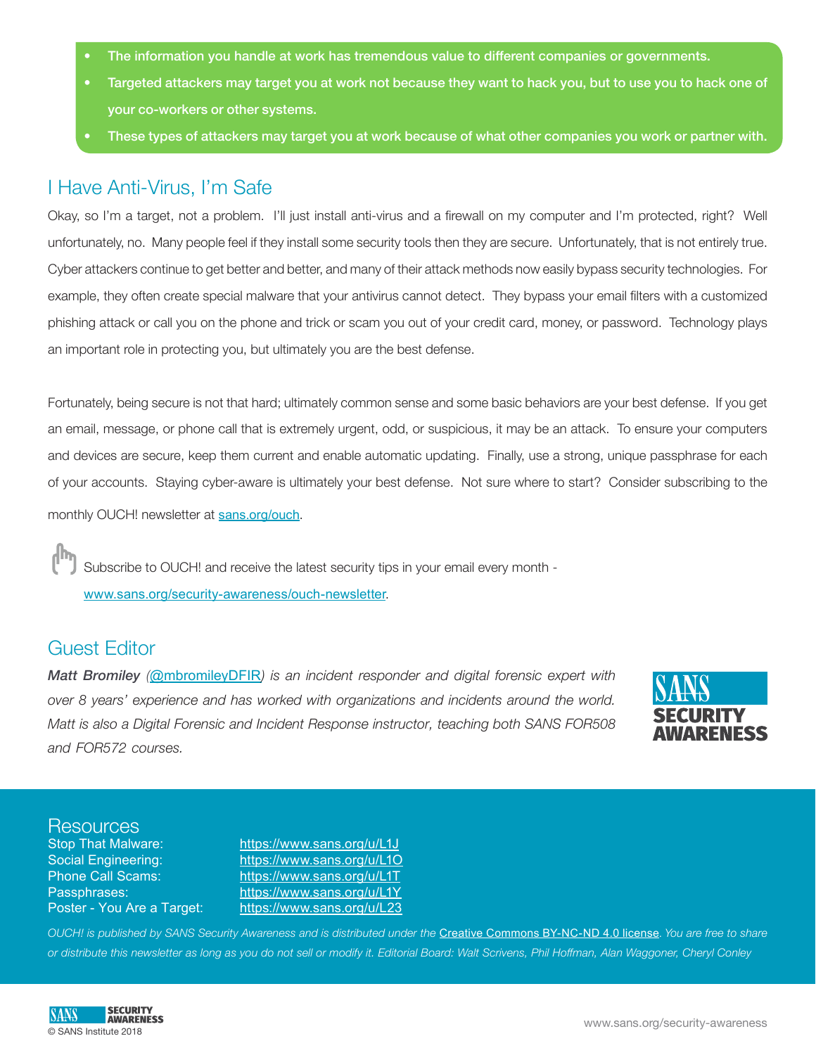- The information you handle at work has tremendous value to different companies or governments.
- Targeted attackers may target you at work not because they want to hack you, but to use you to hack one of your co-workers or other systems.
- These types of attackers may target you at work because of what other companies you work or partner with.

## I Have Anti-Virus, I'm Safe

Okay, so I'm a target, not a problem. I'll just install anti-virus and a firewall on my computer and I'm protected, right? Well unfortunately, no. Many people feel if they install some security tools then they are secure. Unfortunately, that is not entirely true. Cyber attackers continue to get better and better, and many of their attack methods now easily bypass security technologies. For example, they often create special malware that your antivirus cannot detect. They bypass your email filters with a customized phishing attack or call you on the phone and trick or scam you out of your credit card, money, or password. Technology plays an important role in protecting you, but ultimately you are the best defense.

Fortunately, being secure is not that hard; ultimately common sense and some basic behaviors are your best defense. If you get an email, message, or phone call that is extremely urgent, odd, or suspicious, it may be an attack. To ensure your computers and devices are secure, keep them current and enable automatic updating. Finally, use a strong, unique passphrase for each of your accounts. Staying cyber-aware is ultimately your best defense. Not sure where to start? Consider subscribing to the monthly OUCH! newsletter at sans.org/ouch.

Subscribe to OUCH! and receive the latest security tips in your email every month - www.sans.org/security-awareness/ouch-newsletter.

## Guest Editor

***Matt Bromiley*** *(@mbromileyDFIR) is an incident responder and digital forensic expert with over 8 years' experience and has worked with organizations and incidents around the world. Matt is also a Digital Forensic and Incident Response instructor, teaching both SANS FOR508 and FOR572 courses.*

## Resources

| | |
|---|---|
| Stop That Malware: | https://www.sans.org/u/L1J |
| Social Engineering: | https://www.sans.org/u/L1O |
| Phone Call Scams: | https://www.sans.org/u/L1T |
| Passphrases: | https://www.sans.org/u/L1Y |
| Poster - You Are a Target: | https://www.sans.org/u/L23 |

*OUCH! is published by SANS Security Awareness and is distributed under the Creative Commons BY-NC-ND 4.0 license. You are free to share or distribute this newsletter as long as you do not sell or modify it. Editorial Board: Walt Scrivens, Phil Hoffman, Alan Waggoner, Cheryl Conley*

© SANS Institute 2018